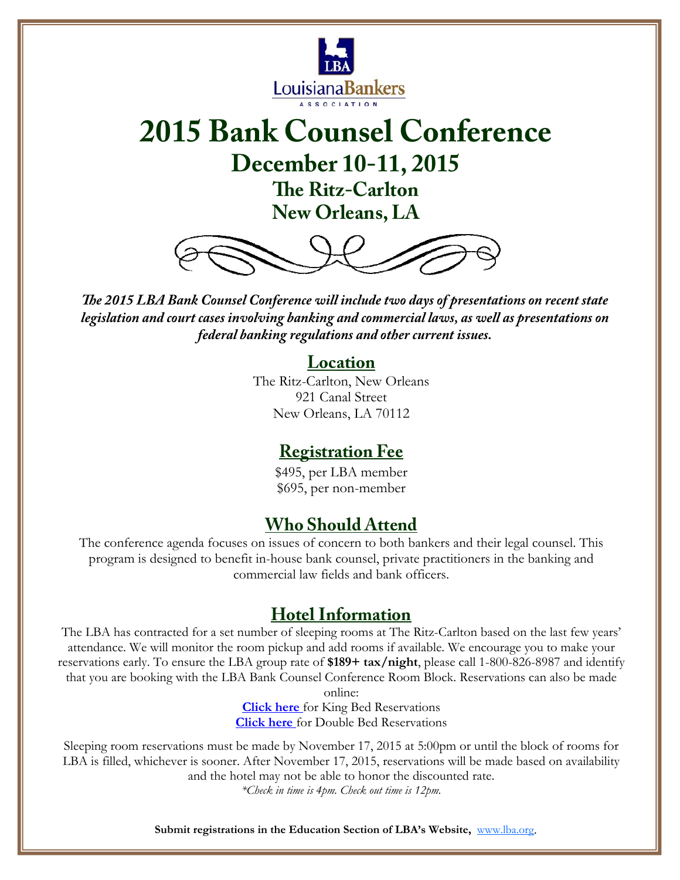LBA
LouisianaBankers
ASSOCIATION

# 2015 Bank Counsel Conference

## December 10-11, 2015

## The Ritz-Carlton

## New Orleans, LA

***The 2015 LBA Bank Counsel Conference will include two days of presentations on recent state legislation and court cases involving banking and commercial laws, as well as presentations on federal banking regulations and other current issues.***

## Location

The Ritz-Carlton, New Orleans
921 Canal Street
New Orleans, LA 70112

## Registration Fee

$495, per LBA member
$695, per non-member

## Who Should Attend

The conference agenda focuses on issues of concern to both bankers and their legal counsel. This program is designed to benefit in-house bank counsel, private practitioners in the banking and commercial law fields and bank officers.

## Hotel Information

The LBA has contracted for a set number of sleeping rooms at The Ritz-Carlton based on the last few years' attendance. We will monitor the room pickup and add rooms if available. We encourage you to make your reservations early. To ensure the LBA group rate of **$189+ tax/night**, please call 1-800-826-8987 and identify that you are booking with the LBA Bank Counsel Conference Room Block. Reservations can also be made online:

**Click here** for King Bed Reservations
**Click here** for Double Bed Reservations

Sleeping room reservations must be made by November 17, 2015 at 5:00pm or until the block of rooms for LBA is filled, whichever is sooner. After November 17, 2015, reservations will be made based on availability and the hotel may not be able to honor the discounted rate.

*\*Check in time is 4pm. Check out time is 12pm.*

**Submit registrations in the Education Section of LBA's Website,** www.lba.org.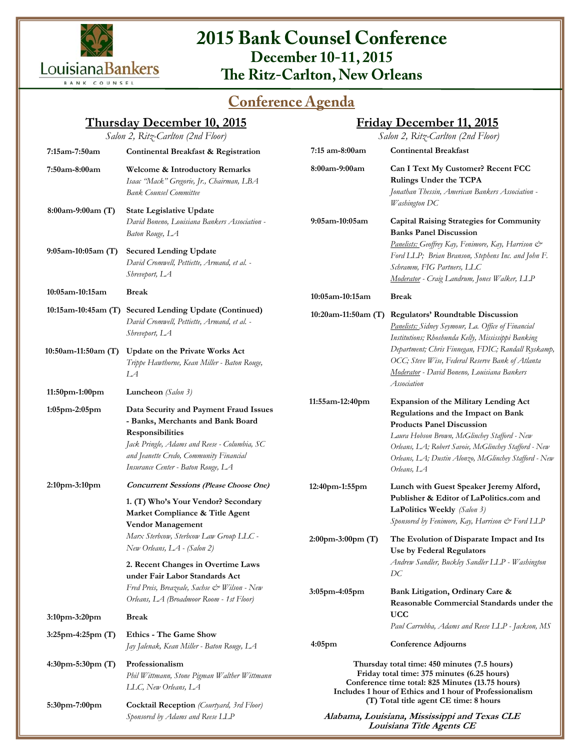LouisianaBankers

BANK COUNSEL

# 2015 Bank Counsel Conference

## December 10-11, 2015

## The Ritz-Carlton, New Orleans

## Conference Agenda

### Thursday December 10, 2015

*Salon 2, Ritz-Carlton (2nd Floor)*

**7:15am-7:50am** — **Continental Breakfast & Registration**

**7:50am-8:00am** — **Welcome & Introductory Remarks**
*Isaac "Mack" Gregorie, Jr., Chairman, LBA Bank Counsel Committee*

**8:00am-9:00am (T)** — **State Legislative Update**
*David Boneno, Louisiana Bankers Association - Baton Rouge, LA*

**9:05am-10:05am (T)** — **Secured Lending Update**
*David Cromwell, Pettiette, Armand, et al. - Shreveport, LA*

**10:05am-10:15am** — **Break**

**10:15am-10:45am (T)** — **Secured Lending Update (Continued)**
*David Cromwell, Pettiette, Armand, et al. - Shreveport, LA*

**10:50am-11:50am (T)** — **Update on the Private Works Act**
*Trippe Hawthorne, Kean Miller - Baton Rouge, LA*

**11:50pm-1:00pm** — **Luncheon** *(Salon 3)*

**1:05pm-2:05pm** — **Data Security and Payment Fraud Issues - Banks, Merchants and Bank Board Responsibilities**
*Jack Pringle, Adams and Reese - Columbia, SC and Jeanette Credo, Community Financial Insurance Center - Baton Rouge, LA*

**2:10pm-3:10pm** — ***Concurrent Sessions (Please Choose One)***

**1. (T) Who's Your Vendor? Secondary Market Compliance & Title Agent Vendor Management**
*Marx Sterbcow, Sterbcow Law Group LLC - New Orleans, LA - (Salon 2)*

**2. Recent Changes in Overtime Laws under Fair Labor Standards Act**
*Fred Preis, Breazeale, Sachse & Wilson - New Orleans, LA (Broadmoor Room - 1st Floor)*

**3:10pm-3:20pm** — **Break**

**3:25pm-4:25pm (T)** — **Ethics - The Game Show**
*Jay Jalenak, Kean Miller - Baton Rouge, LA*

**4:30pm-5:30pm (T)** — **Professionalism**
*Phil Wittmann, Stone Pigman Walther Wittmann LLC, New Orleans, LA*

**5:30pm-7:00pm** — **Cocktail Reception** *(Courtyard, 3rd Floor)*
*Sponsored by Adams and Reese LLP*

### Friday December 11, 2015

*Salon 2, Ritz-Carlton (2nd Floor)*

**7:15 am-8:00am** — **Continental Breakfast**

**8:00am-9:00am** — **Can I Text My Customer? Recent FCC Rulings Under the TCPA**
*Jonathan Thessin, American Bankers Association - Washington DC*

**9:05am-10:05am** — **Capital Raising Strategies for Community Banks Panel Discussion**
*Panelists: Geoffrey Kay, Fenimore, Kay, Harrison & Ford LLP; Brian Branson, Stephens Inc. and John F. Schramm, FIG Partners, LLC*
*Moderator - Craig Landrum, Jones Walker, LLP*

**10:05am-10:15am** — **Break**

**10:20am-11:50am (T)** — **Regulators' Roundtable Discussion**
*Panelists: Sidney Seymour, La. Office of Financial Institutions; Rhoshunda Kelly, Mississippi Banking Department; Chris Finnegan, FDIC; Randall Ryskamp, OCC; Steve Wise, Federal Reserve Bank of Atlanta*
*Moderator - David Boneno, Louisiana Bankers Association*

**11:55am-12:40pm** — **Expansion of the Military Lending Act Regulations and the Impact on Bank Products Panel Discussion**
*Laura Hobson Brown, McGlinchey Stafford - New Orleans, LA; Robert Savoie, McGlinchey Stafford - New Orleans, LA; Dustin Alonzo, McGlinchey Stafford - New Orleans, LA*

**12:40pm-1:55pm** — **Lunch with Guest Speaker Jeremy Alford, Publisher & Editor of LaPolitics.com and LaPolitics Weekly** *(Salon 3)*
*Sponsored by Fenimore, Kay, Harrison & Ford LLP*

**2:00pm-3:00pm (T)** — **The Evolution of Disparate Impact and Its Use by Federal Regulators**
*Andrew Sandler, Buckley Sandler LLP - Washington DC*

**3:05pm-4:05pm** — **Bank Litigation, Ordinary Care & Reasonable Commercial Standards under the UCC**
*Paul Carrubba, Adams and Reese LLP - Jackson, MS*

**4:05pm** — **Conference Adjourns**

**Thursday total time: 450 minutes (7.5 hours)**
**Friday total time: 375 minutes (6.25 hours)**
**Conference time total: 825 Minutes (13.75 hours)**
**Includes 1 hour of Ethics and 1 hour of Professionalism**
**(T) Total title agent CE time: 8 hours**

***Alabama, Louisiana, Mississippi and Texas CLE***
***Louisiana Title Agents CE***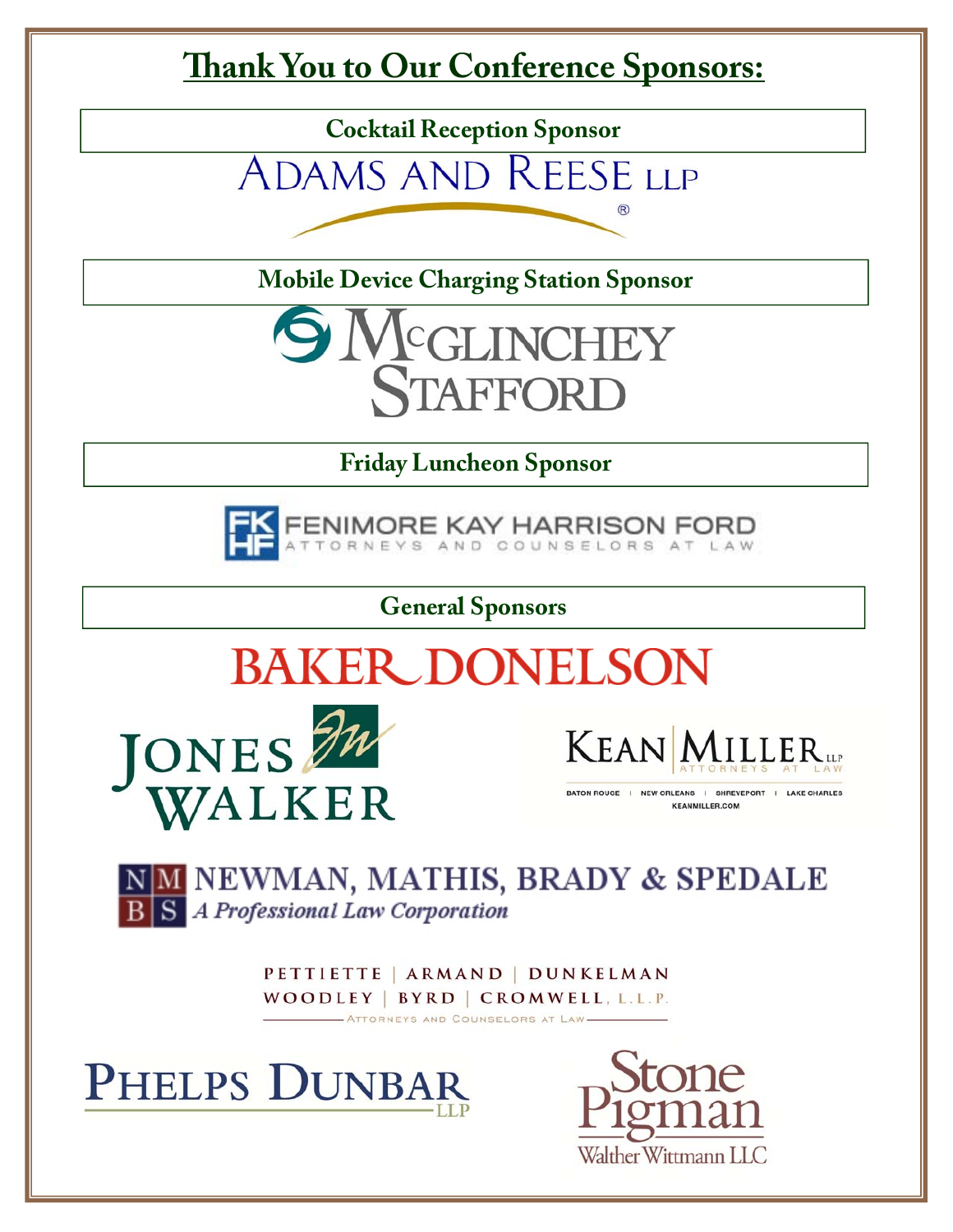# Thank You to Our Conference Sponsors:

## Cocktail Reception Sponsor

ADAMS AND REESE LLP

## Mobile Device Charging Station Sponsor

McGLINCHEY STAFFORD

## Friday Luncheon Sponsor

FENIMORE KAY HARRISON FORD
ATTORNEYS AND COUNSELORS AT LAW

## General Sponsors

BAKER DONELSON

JONES WALKER

KEAN MILLER LLP
ATTORNEYS AT LAW
BATON ROUGE | NEW ORLEANS | SHREVEPORT | LAKE CHARLES
KEANMILLER.COM

NEWMAN, MATHIS, BRADY & SPEDALE
*A Professional Law Corporation*

PETTIETTE | ARMAND | DUNKELMAN
WOODLEY | BYRD | CROMWELL, L.L.P.
ATTORNEYS AND COUNSELORS AT LAW

PHELPS DUNBAR LLP

Stone Pigman Walther Wittmann LLC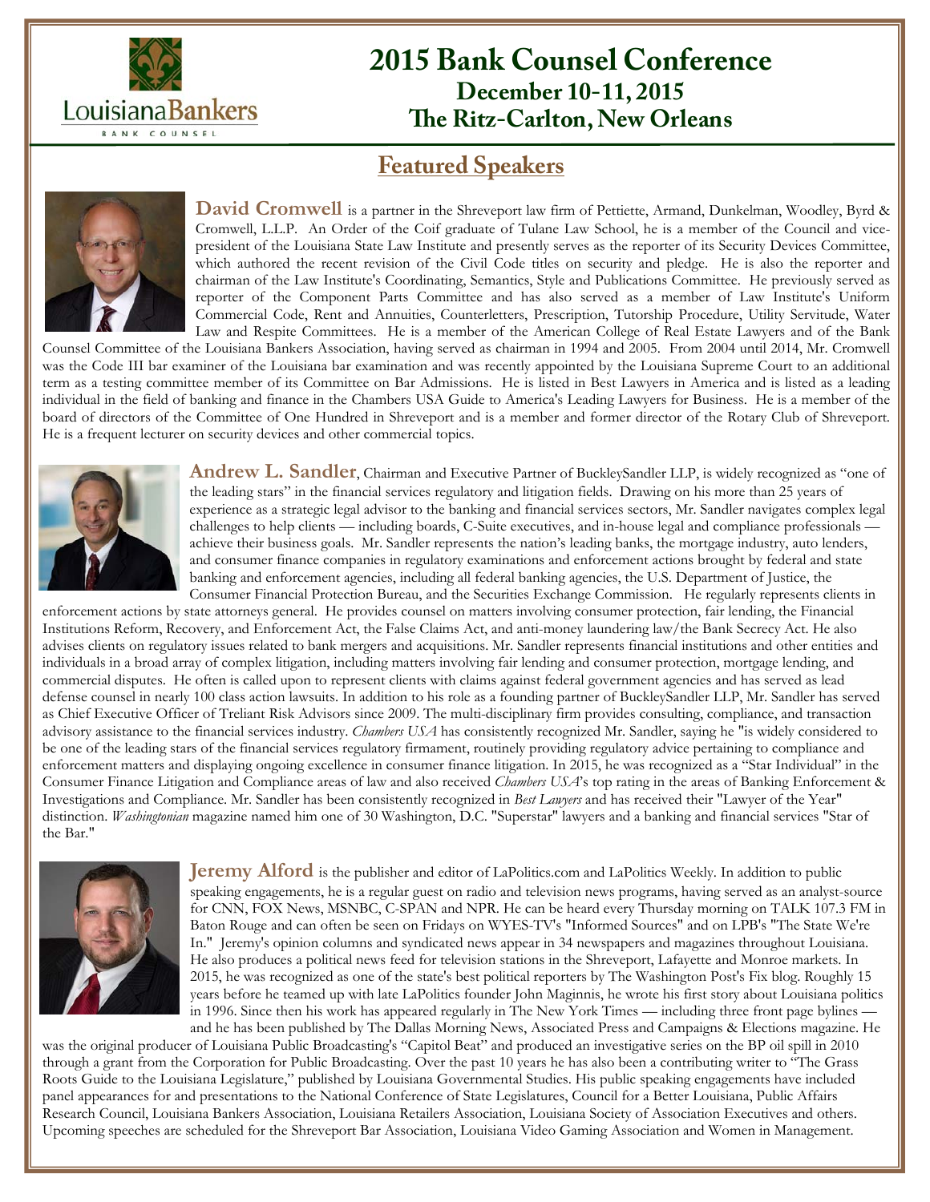# 2015 Bank Counsel Conference

## December 10-11, 2015

## The Ritz-Carlton, New Orleans

## Featured Speakers

**David Cromwell** is a partner in the Shreveport law firm of Pettiette, Armand, Dunkelman, Woodley, Byrd & Cromwell, L.L.P. An Order of the Coif graduate of Tulane Law School, he is a member of the Council and vice-president of the Louisiana State Law Institute and presently serves as the reporter of its Security Devices Committee, which authored the recent revision of the Civil Code titles on security and pledge. He is also the reporter and chairman of the Law Institute's Coordinating, Semantics, Style and Publications Committee. He previously served as reporter of the Component Parts Committee and has also served as a member of Law Institute's Uniform Commercial Code, Rent and Annuities, Counterletters, Prescription, Tutorship Procedure, Utility Servitude, Water Law and Respite Committees. He is a member of the American College of Real Estate Lawyers and of the Bank Counsel Committee of the Louisiana Bankers Association, having served as chairman in 1994 and 2005. From 2004 until 2014, Mr. Cromwell was the Code III bar examiner of the Louisiana bar examination and was recently appointed by the Louisiana Supreme Court to an additional term as a testing committee member of its Committee on Bar Admissions. He is listed in Best Lawyers in America and is listed as a leading individual in the field of banking and finance in the Chambers USA Guide to America's Leading Lawyers for Business. He is a member of the board of directors of the Committee of One Hundred in Shreveport and is a member and former director of the Rotary Club of Shreveport. He is a frequent lecturer on security devices and other commercial topics.

**Andrew L. Sandler**, Chairman and Executive Partner of BuckleySandler LLP, is widely recognized as "one of the leading stars" in the financial services regulatory and litigation fields. Drawing on his more than 25 years of experience as a strategic legal advisor to the banking and financial services sectors, Mr. Sandler navigates complex legal challenges to help clients — including boards, C-Suite executives, and in-house legal and compliance professionals — achieve their business goals. Mr. Sandler represents the nation's leading banks, the mortgage industry, auto lenders, and consumer finance companies in regulatory examinations and enforcement actions brought by federal and state banking and enforcement agencies, including all federal banking agencies, the U.S. Department of Justice, the Consumer Financial Protection Bureau, and the Securities Exchange Commission. He regularly represents clients in enforcement actions by state attorneys general. He provides counsel on matters involving consumer protection, fair lending, the Financial Institutions Reform, Recovery, and Enforcement Act, the False Claims Act, and anti-money laundering law/the Bank Secrecy Act. He also advises clients on regulatory issues related to bank mergers and acquisitions. Mr. Sandler represents financial institutions and other entities and individuals in a broad array of complex litigation, including matters involving fair lending and consumer protection, mortgage lending, and commercial disputes. He often is called upon to represent clients with claims against federal government agencies and has served as lead defense counsel in nearly 100 class action lawsuits. In addition to his role as a founding partner of BuckleySandler LLP, Mr. Sandler has served as Chief Executive Officer of Treliant Risk Advisors since 2009. The multi-disciplinary firm provides consulting, compliance, and transaction advisory assistance to the financial services industry. *Chambers USA* has consistently recognized Mr. Sandler, saying he "is widely considered to be one of the leading stars of the financial services regulatory firmament, routinely providing regulatory advice pertaining to compliance and enforcement matters and displaying ongoing excellence in consumer finance litigation. In 2015, he was recognized as a "Star Individual" in the Consumer Finance Litigation and Compliance areas of law and also received *Chambers USA*'s top rating in the areas of Banking Enforcement & Investigations and Compliance. Mr. Sandler has been consistently recognized in *Best Lawyers* and has received their "Lawyer of the Year" distinction. *Washingtonian* magazine named him one of 30 Washington, D.C. "Superstar" lawyers and a banking and financial services "Star of the Bar."

**Jeremy Alford** is the publisher and editor of LaPolitics.com and LaPolitics Weekly. In addition to public speaking engagements, he is a regular guest on radio and television news programs, having served as an analyst-source for CNN, FOX News, MSNBC, C-SPAN and NPR. He can be heard every Thursday morning on TALK 107.3 FM in Baton Rouge and can often be seen on Fridays on WYES-TV's "Informed Sources" and on LPB's "The State We're In." Jeremy's opinion columns and syndicated news appear in 34 newspapers and magazines throughout Louisiana. He also produces a political news feed for television stations in the Shreveport, Lafayette and Monroe markets. In 2015, he was recognized as one of the state's best political reporters by The Washington Post's Fix blog. Roughly 15 years before he teamed up with late LaPolitics founder John Maginnis, he wrote his first story about Louisiana politics in 1996. Since then his work has appeared regularly in The New York Times — including three front page bylines — and he has been published by The Dallas Morning News, Associated Press and Campaigns & Elections magazine. He was the original producer of Louisiana Public Broadcasting's "Capitol Beat" and produced an investigative series on the BP oil spill in 2010 through a grant from the Corporation for Public Broadcasting. Over the past 10 years he has also been a contributing writer to "The Grass Roots Guide to the Louisiana Legislature," published by Louisiana Governmental Studies. His public speaking engagements have included panel appearances for and presentations to the National Conference of State Legislatures, Council for a Better Louisiana, Public Affairs Research Council, Louisiana Bankers Association, Louisiana Retailers Association, Louisiana Society of Association Executives and others. Upcoming speeches are scheduled for the Shreveport Bar Association, Louisiana Video Gaming Association and Women in Management.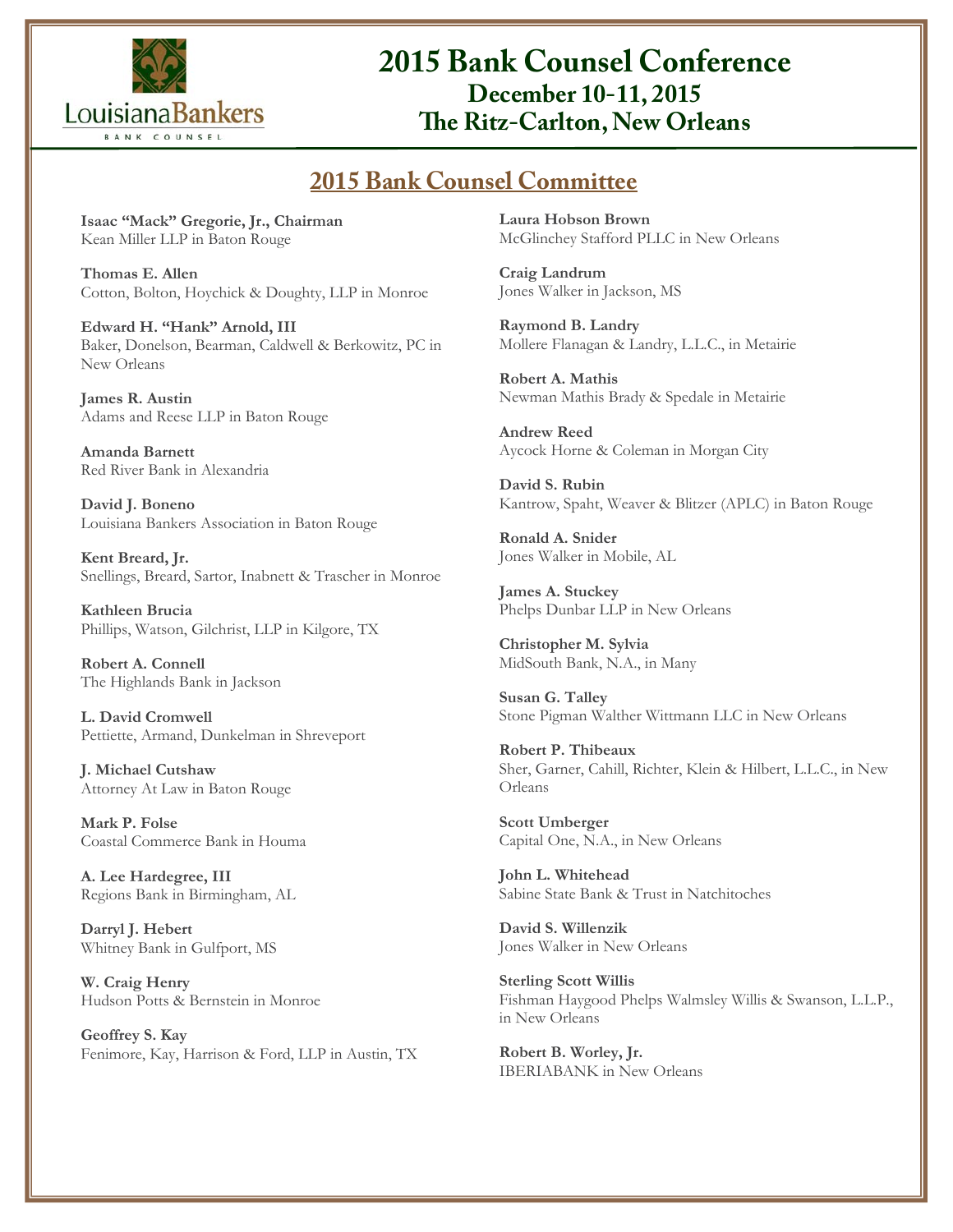# 2015 Bank Counsel Conference

## December 10-11, 2015

## The Ritz-Carlton, New Orleans

## 2015 Bank Counsel Committee

**Isaac "Mack" Gregorie, Jr., Chairman**
Kean Miller LLP in Baton Rouge

**Thomas E. Allen**
Cotton, Bolton, Hoychick & Doughty, LLP in Monroe

**Edward H. "Hank" Arnold, III**
Baker, Donelson, Bearman, Caldwell & Berkowitz, PC in New Orleans

**James R. Austin**
Adams and Reese LLP in Baton Rouge

**Amanda Barnett**
Red River Bank in Alexandria

**David J. Boneno**
Louisiana Bankers Association in Baton Rouge

**Kent Breard, Jr.**
Snellings, Breard, Sartor, Inabnett & Trascher in Monroe

**Kathleen Brucia**
Phillips, Watson, Gilchrist, LLP in Kilgore, TX

**Robert A. Connell**
The Highlands Bank in Jackson

**L. David Cromwell**
Pettiette, Armand, Dunkelman in Shreveport

**J. Michael Cutshaw**
Attorney At Law in Baton Rouge

**Mark P. Folse**
Coastal Commerce Bank in Houma

**A. Lee Hardegree, III**
Regions Bank in Birmingham, AL

**Darryl J. Hebert**
Whitney Bank in Gulfport, MS

**W. Craig Henry**
Hudson Potts & Bernstein in Monroe

**Geoffrey S. Kay**
Fenimore, Kay, Harrison & Ford, LLP in Austin, TX

**Laura Hobson Brown**
McGlinchey Stafford PLLC in New Orleans

**Craig Landrum**
Jones Walker in Jackson, MS

**Raymond B. Landry**
Mollere Flanagan & Landry, L.L.C., in Metairie

**Robert A. Mathis**
Newman Mathis Brady & Spedale in Metairie

**Andrew Reed**
Aycock Horne & Coleman in Morgan City

**David S. Rubin**
Kantrow, Spaht, Weaver & Blitzer (APLC) in Baton Rouge

**Ronald A. Snider**
Jones Walker in Mobile, AL

**James A. Stuckey**
Phelps Dunbar LLP in New Orleans

**Christopher M. Sylvia**
MidSouth Bank, N.A., in Many

**Susan G. Talley**
Stone Pigman Walther Wittmann LLC in New Orleans

**Robert P. Thibeaux**
Sher, Garner, Cahill, Richter, Klein & Hilbert, L.L.C., in New Orleans

**Scott Umberger**
Capital One, N.A., in New Orleans

**John L. Whitehead**
Sabine State Bank & Trust in Natchitoches

**David S. Willenzik**
Jones Walker in New Orleans

**Sterling Scott Willis**
Fishman Haygood Phelps Walmsley Willis & Swanson, L.L.P., in New Orleans

**Robert B. Worley, Jr.**
IBERIABANK in New Orleans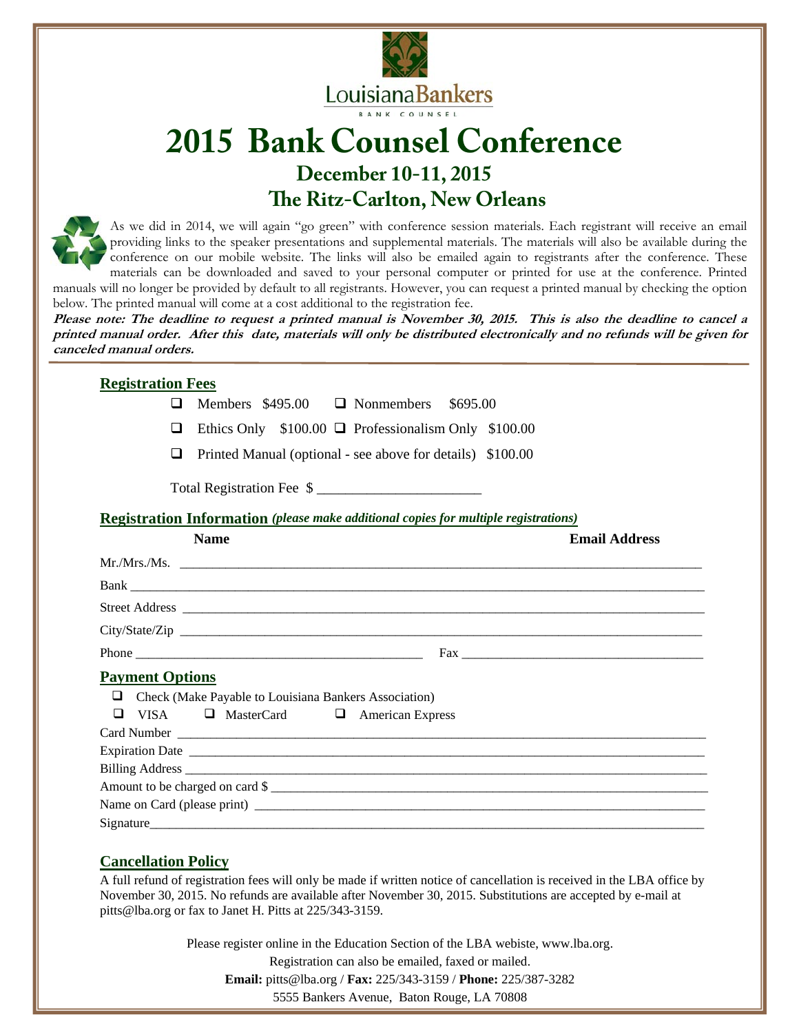LouisianaBankers

BANK COUNSEL

# 2015 Bank Counsel Conference

## December 10-11, 2015

## The Ritz-Carlton, New Orleans

As we did in 2014, we will again "go green" with conference session materials. Each registrant will receive an email providing links to the speaker presentations and supplemental materials. The materials will also be available during the conference on our mobile website. The links will also be emailed again to registrants after the conference. These materials can be downloaded and saved to your personal computer or printed for use at the conference. Printed manuals will no longer be provided by default to all registrants. However, you can request a printed manual by checking the option below. The printed manual will come at a cost additional to the registration fee.

***Please note: The deadline to request a printed manual is November 30, 2015. This is also the deadline to cancel a printed manual order. After this date, materials will only be distributed electronically and no refunds will be given for canceled manual orders.***

---

### Registration Fees

- ☐ Members $495.00 ☐ Nonmembers $695.00
- ☐ Ethics Only $100.00 ☐ Professionalism Only $100.00
- ☐ Printed Manual (optional - see above for details) $100.00

Total Registration Fee $ ______________________

### Registration Information *(please make additional copies for multiple registrations)*

**Name** **Email Address**

Mr./Mrs./Ms. ____________________________________________

Bank ____________________________________________

Street Address ____________________________________________

City/State/Zip ____________________________________________

Phone ______________________ Fax ______________________

### Payment Options

- ☐ Check (Make Payable to Louisiana Bankers Association)
- ☐ VISA ☐ MasterCard ☐ American Express

Card Number ____________________________________________

Expiration Date ____________________________________________

Billing Address ____________________________________________

Amount to be charged on card $ ____________________________________________

Name on Card (please print) ____________________________________________

Signature____________________________________________

### Cancellation Policy

A full refund of registration fees will only be made if written notice of cancellation is received in the LBA office by November 30, 2015. No refunds are available after November 30, 2015. Substitutions are accepted by e-mail at pitts@lba.org or fax to Janet H. Pitts at 225/343-3159.

Please register online in the Education Section of the LBA webiste, www.lba.org.

Registration can also be emailed, faxed or mailed.

**Email:** pitts@lba.org / **Fax:** 225/343-3159 / **Phone:** 225/387-3282

5555 Bankers Avenue, Baton Rouge, LA 70808